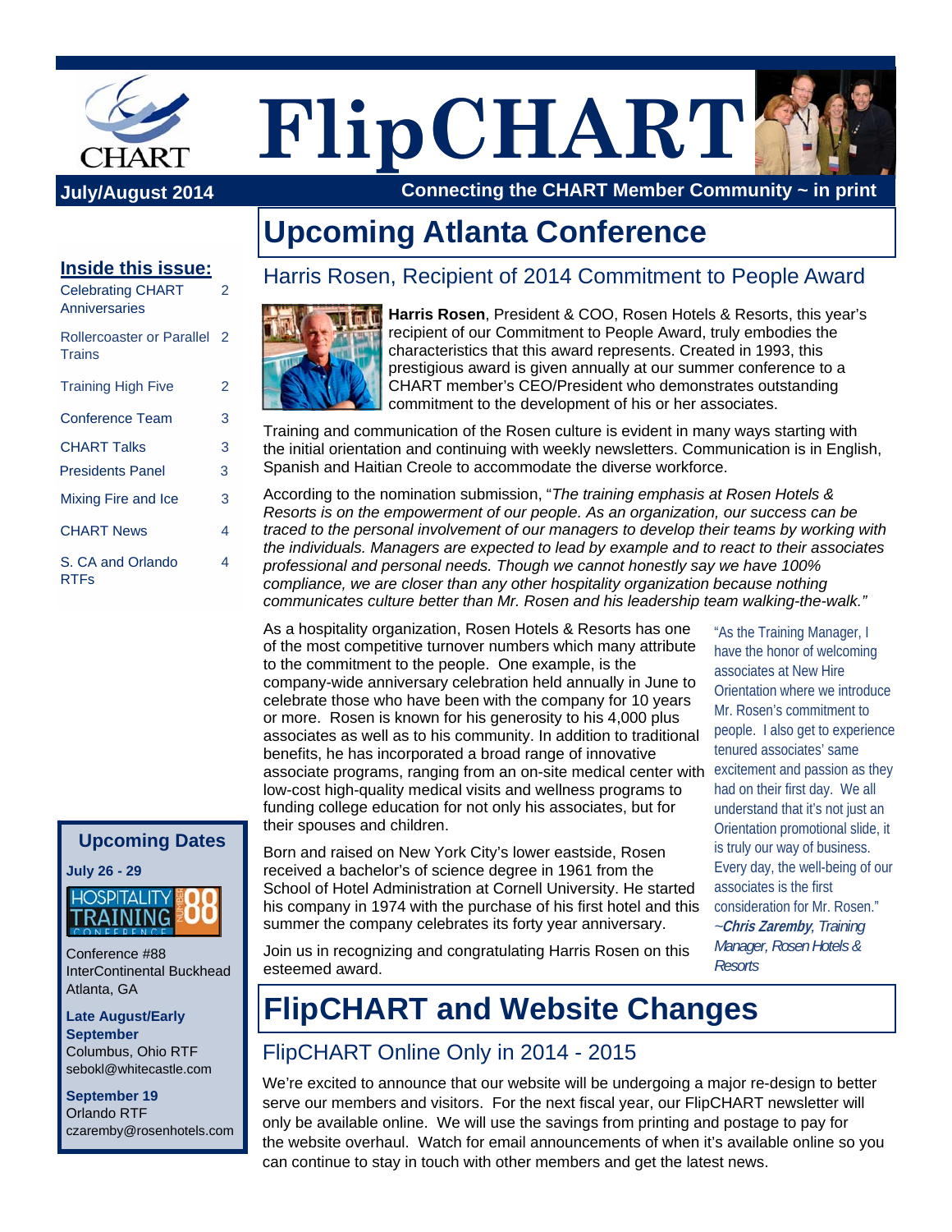# FlipCHART

**July/August 2014**

**Connecting the CHART Member Community ~ in print**

**Inside this issue:**

| | |
|---|---|
| Celebrating CHART Anniversaries | 2 |
| Rollercoaster or Parallel Trains | 2 |
| Training High Five | 2 |
| Conference Team | 3 |
| CHART Talks | 3 |
| Presidents Panel | 3 |
| Mixing Fire and Ice | 3 |
| CHART News | 4 |
| S. CA and Orlando RTFs | 4 |

## Upcoming Atlanta Conference

### Harris Rosen, Recipient of 2014 Commitment to People Award

**Harris Rosen**, President & COO, Rosen Hotels & Resorts, this year's recipient of our Commitment to People Award, truly embodies the characteristics that this award represents. Created in 1993, this prestigious award is given annually at our summer conference to a CHART member's CEO/President who demonstrates outstanding commitment to the development of his or her associates.

Training and communication of the Rosen culture is evident in many ways starting with the initial orientation and continuing with weekly newsletters. Communication is in English, Spanish and Haitian Creole to accommodate the diverse workforce.

According to the nomination submission, "*The training emphasis at Rosen Hotels & Resorts is on the empowerment of our people. As an organization, our success can be traced to the personal involvement of our managers to develop their teams by working with the individuals. Managers are expected to lead by example and to react to their associates professional and personal needs. Though we cannot honestly say we have 100% compliance, we are closer than any other hospitality organization because nothing communicates culture better than Mr. Rosen and his leadership team walking-the-walk.*"

As a hospitality organization, Rosen Hotels & Resorts has one of the most competitive turnover numbers which many attribute to the commitment to the people. One example, is the company-wide anniversary celebration held annually in June to celebrate those who have been with the company for 10 years or more. Rosen is known for his generosity to his 4,000 plus associates as well as to his community. In addition to traditional benefits, he has incorporated a broad range of innovative associate programs, ranging from an on-site medical center with low-cost high-quality medical visits and wellness programs to funding college education for not only his associates, but for their spouses and children.

Born and raised on New York City's lower eastside, Rosen received a bachelor's of science degree in 1961 from the School of Hotel Administration at Cornell University. He started his company in 1974 with the purchase of his first hotel and this summer the company celebrates its forty year anniversary.

Join us in recognizing and congratulating Harris Rosen on this esteemed award.

> "As the Training Manager, I have the honor of welcoming associates at New Hire Orientation where we introduce Mr. Rosen's commitment to people. I also get to experience tenured associates' same excitement and passion as they had on their first day. We all understand that it's not just an Orientation promotional slide, it is truly our way of business. Every day, the well-being of our associates is the first consideration for Mr. Rosen."
>
> *~**Chris Zaremby**, Training Manager, Rosen Hotels & Resorts*

## FlipCHART and Website Changes

### FlipCHART Online Only in 2014 - 2015

We're excited to announce that our website will be undergoing a major re-design to better serve our members and visitors. For the next fiscal year, our FlipCHART newsletter will only be available online. We will use the savings from printing and postage to pay for the website overhaul. Watch for email announcements of when it's available online so you can continue to stay in touch with other members and get the latest news.

### Upcoming Dates

**July 26 - 29**
HOSPITALITY TRAINING CONFERENCE NUMBER 88
Conference #88
InterContinental Buckhead
Atlanta, GA

**Late August/Early September**
Columbus, Ohio RTF
sebokl@whitecastle.com

**September 19**
Orlando RTF
czaremby@rosenhotels.com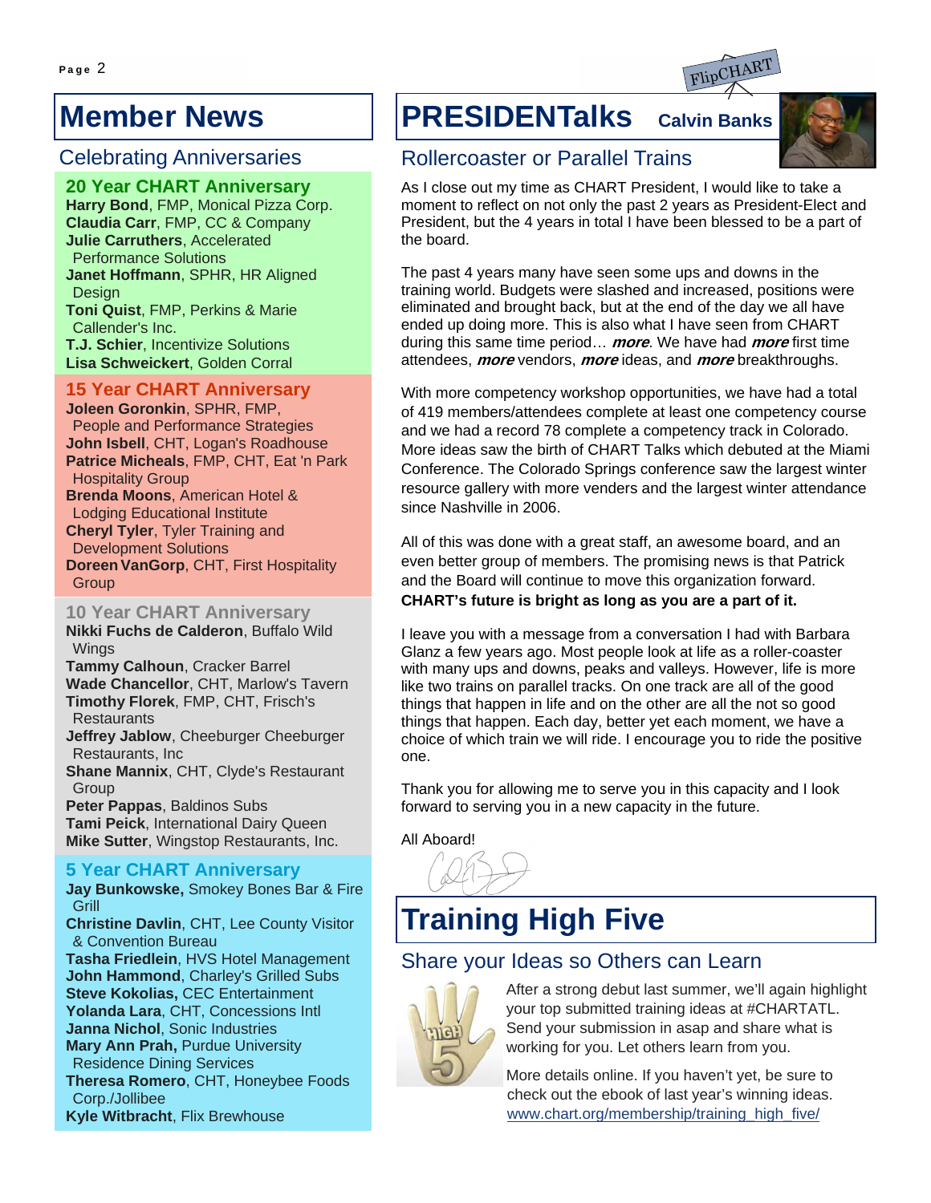# Member News

## Celebrating Anniversaries

### 20 Year CHART Anniversary

**Harry Bond**, FMP, Monical Pizza Corp.
**Claudia Carr**, FMP, CC & Company
**Julie Carruthers**, Accelerated Performance Solutions
**Janet Hoffmann**, SPHR, HR Aligned Design
**Toni Quist**, FMP, Perkins & Marie Callender's Inc.
**T.J. Schier**, Incentivize Solutions
**Lisa Schweickert**, Golden Corral

### 15 Year CHART Anniversary

**Joleen Goronkin**, SPHR, FMP, People and Performance Strategies
**John Isbell**, CHT, Logan's Roadhouse
**Patrice Micheals**, FMP, CHT, Eat 'n Park Hospitality Group
**Brenda Moons**, American Hotel & Lodging Educational Institute
**Cheryl Tyler**, Tyler Training and Development Solutions
**Doreen VanGorp**, CHT, First Hospitality Group

### 10 Year CHART Anniversary

**Nikki Fuchs de Calderon**, Buffalo Wild Wings
**Tammy Calhoun**, Cracker Barrel
**Wade Chancellor**, CHT, Marlow's Tavern
**Timothy Florek**, FMP, CHT, Frisch's Restaurants
**Jeffrey Jablow**, Cheeburger Cheeburger Restaurants, Inc
**Shane Mannix**, CHT, Clyde's Restaurant Group
**Peter Pappas**, Baldinos Subs
**Tami Peick**, International Dairy Queen
**Mike Sutter**, Wingstop Restaurants, Inc.

### 5 Year CHART Anniversary

**Jay Bunkowske,** Smokey Bones Bar & Fire Grill
**Christine Davlin**, CHT, Lee County Visitor & Convention Bureau
**Tasha Friedlein**, HVS Hotel Management
**John Hammond**, Charley's Grilled Subs
**Steve Kokolias,** CEC Entertainment
**Yolanda Lara**, CHT, Concessions Intl
**Janna Nichol**, Sonic Industries
**Mary Ann Prah,** Purdue University Residence Dining Services
**Theresa Romero**, CHT, Honeybee Foods Corp./Jollibee
**Kyle Witbracht**, Flix Brewhouse

FlipCHART

# PRESIDENTalks Calvin Banks

## Rollercoaster or Parallel Trains

As I close out my time as CHART President, I would like to take a moment to reflect on not only the past 2 years as President-Elect and President, but the 4 years in total I have been blessed to be a part of the board.

The past 4 years many have seen some ups and downs in the training world. Budgets were slashed and increased, positions were eliminated and brought back, but at the end of the day we all have ended up doing more. This is also what I have seen from CHART during this same time period… ***more***. We have had ***more*** first time attendees, ***more*** vendors, ***more*** ideas, and ***more*** breakthroughs.

With more competency workshop opportunities, we have had a total of 419 members/attendees complete at least one competency course and we had a record 78 complete a competency track in Colorado. More ideas saw the birth of CHART Talks which debuted at the Miami Conference. The Colorado Springs conference saw the largest winter resource gallery with more venders and the largest winter attendance since Nashville in 2006.

All of this was done with a great staff, an awesome board, and an even better group of members. The promising news is that Patrick and the Board will continue to move this organization forward. **CHART's future is bright as long as you are a part of it.**

I leave you with a message from a conversation I had with Barbara Glanz a few years ago. Most people look at life as a roller-coaster with many ups and downs, peaks and valleys. However, life is more like two trains on parallel tracks. On one track are all of the good things that happen in life and on the other are all the not so good things that happen. Each day, better yet each moment, we have a choice of which train we will ride. I encourage you to ride the positive one.

Thank you for allowing me to serve you in this capacity and I look forward to serving you in a new capacity in the future.

All Aboard!

# Training High Five

## Share your Ideas so Others can Learn

After a strong debut last summer, we'll again highlight your top submitted training ideas at #CHARTATL. Send your submission in asap and share what is working for you. Let others learn from you.

More details online. If you haven't yet, be sure to check out the ebook of last year's winning ideas. www.chart.org/membership/training_high_five/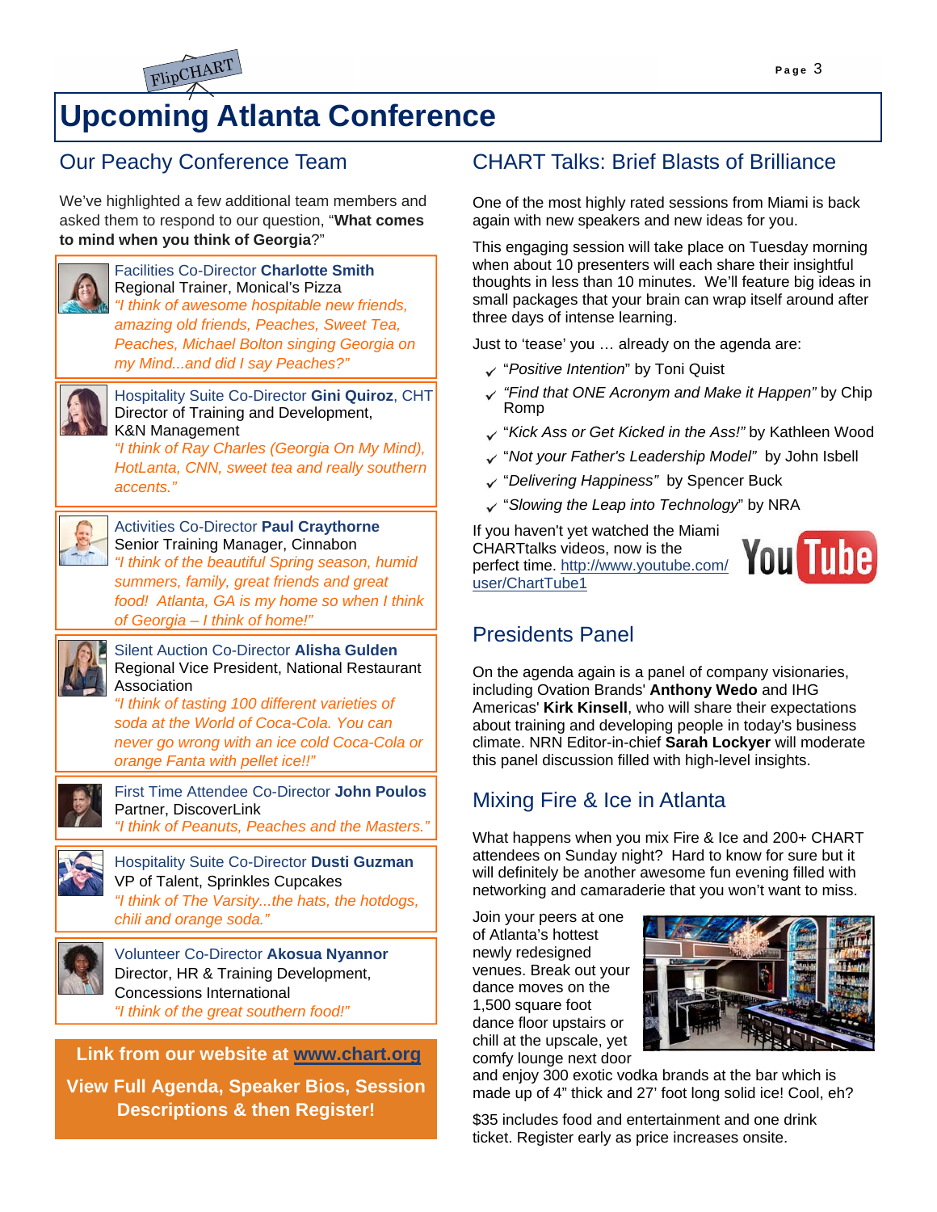# Upcoming Atlanta Conference

## Our Peachy Conference Team

We've highlighted a few additional team members and asked them to respond to our question, "**What comes to mind when you think of Georgia**?"

Facilities Co-Director **Charlotte Smith**
Regional Trainer, Monical's Pizza
*"I think of awesome hospitable new friends, amazing old friends, Peaches, Sweet Tea, Peaches, Michael Bolton singing Georgia on my Mind...and did I say Peaches?"*

Hospitality Suite Co-Director **Gini Quiroz**, CHT
Director of Training and Development, K&N Management
*"I think of Ray Charles (Georgia On My Mind), HotLanta, CNN, sweet tea and really southern accents."*

Activities Co-Director **Paul Craythorne**
Senior Training Manager, Cinnabon
*"I think of the beautiful Spring season, humid summers, family, great friends and great food! Atlanta, GA is my home so when I think of Georgia – I think of home!"*

Silent Auction Co-Director **Alisha Gulden**
Regional Vice President, National Restaurant Association
*"I think of tasting 100 different varieties of soda at the World of Coca-Cola. You can never go wrong with an ice cold Coca-Cola or orange Fanta with pellet ice!!"*

First Time Attendee Co-Director **John Poulos**
Partner, DiscoverLink
*"I think of Peanuts, Peaches and the Masters."*

Hospitality Suite Co-Director **Dusti Guzman**
VP of Talent, Sprinkles Cupcakes
*"I think of The Varsity...the hats, the hotdogs, chili and orange soda."*

Volunteer Co-Director **Akosua Nyannor**
Director, HR & Training Development, Concessions International
*"I think of the great southern food!"*

**Link from our website at [www.chart.org](http://www.chart.org)**

**View Full Agenda, Speaker Bios, Session Descriptions & then Register!**

## CHART Talks: Brief Blasts of Brilliance

One of the most highly rated sessions from Miami is back again with new speakers and new ideas for you.

This engaging session will take place on Tuesday morning when about 10 presenters will each share their insightful thoughts in less than 10 minutes. We'll feature big ideas in small packages that your brain can wrap itself around after three days of intense learning.

Just to 'tease' you … already on the agenda are:

- "*Positive Intention*" by Toni Quist
- *"Find that ONE Acronym and Make it Happen"* by Chip Romp
- "*Kick Ass or Get Kicked in the Ass!"* by Kathleen Wood
- "*Not your Father's Leadership Model*" by John Isbell
- "*Delivering Happiness*" by Spencer Buck
- "*Slowing the Leap into Technology*" by NRA

If you haven't yet watched the Miami CHARTtalks videos, now is the perfect time. [http://www.youtube.com/user/ChartTube1](http://www.youtube.com/user/ChartTube1)

## Presidents Panel

On the agenda again is a panel of company visionaries, including Ovation Brands' **Anthony Wedo** and IHG Americas' **Kirk Kinsell**, who will share their expectations about training and developing people in today's business climate. NRN Editor-in-chief **Sarah Lockyer** will moderate this panel discussion filled with high-level insights.

## Mixing Fire & Ice in Atlanta

What happens when you mix Fire & Ice and 200+ CHART attendees on Sunday night? Hard to know for sure but it will definitely be another awesome fun evening filled with networking and camaraderie that you won't want to miss.

Join your peers at one of Atlanta's hottest newly redesigned venues. Break out your dance moves on the 1,500 square foot dance floor upstairs or chill at the upscale, yet comfy lounge next door and enjoy 300 exotic vodka brands at the bar which is made up of 4" thick and 27' foot long solid ice! Cool, eh?

$35 includes food and entertainment and one drink ticket. Register early as price increases onsite.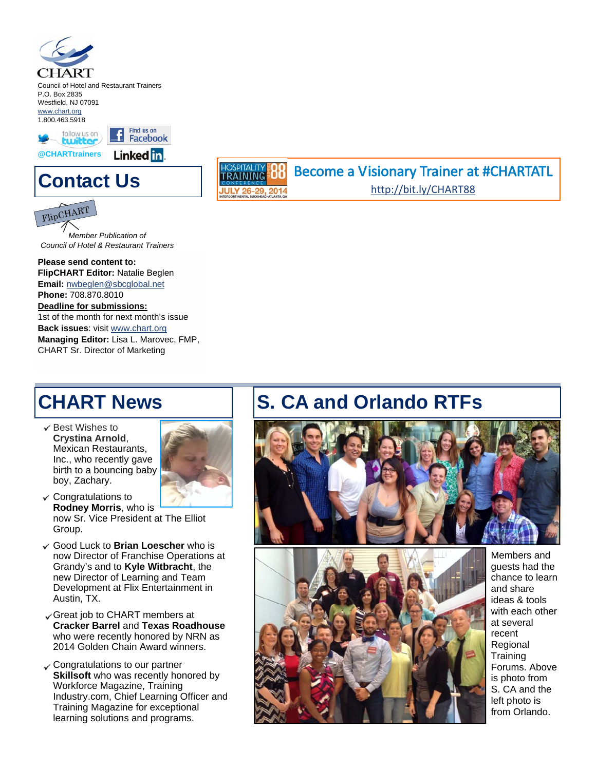CHART

Council of Hotel and Restaurant Trainers
P.O. Box 2835
Westfield, NJ 07091
www.chart.org
1.800.463.5918

follow us on twitter @CHARTtrainers

Find us on Facebook

LinkedIn

# Contact Us

FlipCHART

*Member Publication of Council of Hotel & Restaurant Trainers*

**Please send content to:**
**FlipCHART Editor:** Natalie Beglen
**Email:** nwbeglen@sbcglobal.net
**Phone:** 708.870.8010
**Deadline for submissions:**
1st of the month for next month's issue
**Back issues**: visit www.chart.org
**Managing Editor:** Lisa L. Marovec, FMP, CHART Sr. Director of Marketing

HOSPITALITY TRAINING CONFERENCE 88
JULY 26-29, 2014
INTERCONTINENTAL BUCKHEAD • ATLANTA, GA

Become a Visionary Trainer at #CHARTATL
http://bit.ly/CHART88

# CHART News

- ✓ Best Wishes to **Crystina Arnold**, Mexican Restaurants, Inc., who recently gave birth to a bouncing baby boy, Zachary.
- ✓ Congratulations to **Rodney Morris**, who is now Sr. Vice President at The Elliot Group.
- ✓ Good Luck to **Brian Loescher** who is now Director of Franchise Operations at Grandy's and to **Kyle Witbracht**, the new Director of Learning and Team Development at Flix Entertainment in Austin, TX.
- ✓ Great job to CHART members at **Cracker Barrel** and **Texas Roadhouse** who were recently honored by NRN as 2014 Golden Chain Award winners.
- ✓ Congratulations to our partner **Skillsoft** who was recently honored by Workforce Magazine, Training Industry.com, Chief Learning Officer and Training Magazine for exceptional learning solutions and programs.

# S. CA and Orlando RTFs

Members and guests had the chance to learn and share ideas & tools with each other at several recent Regional Training Forums. Above is photo from S. CA and the left photo is from Orlando.